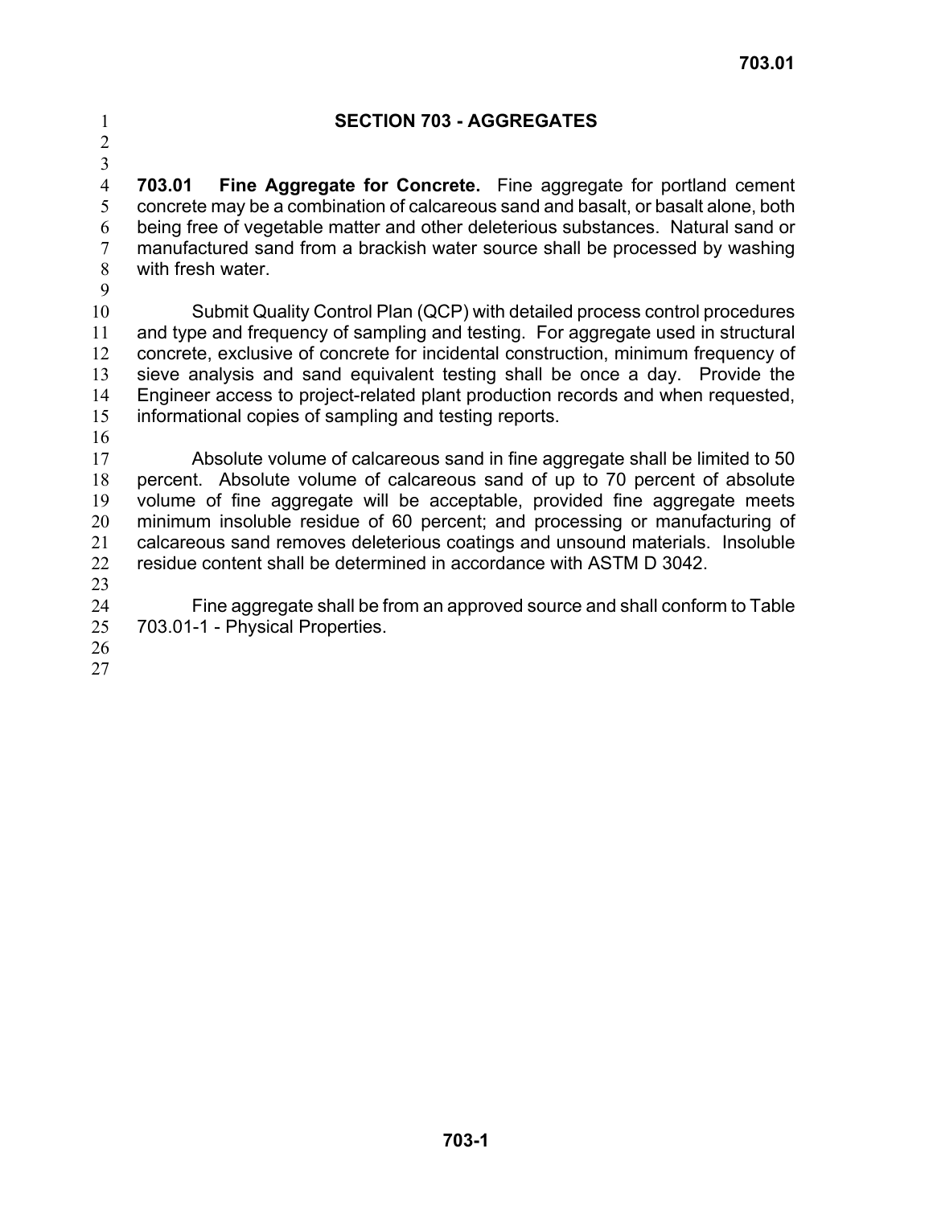# SECTION 703 - AGGREGATES

**703.01 Fine Aggregate for Concrete.** Fine aggregate for portland cement concrete may be a combination of calcareous sand and basalt, or basalt alone, both being free of vegetable matter and other deleterious substances. Natural sand or manufactured sand from a brackish water source shall be processed by washing with fresh water.

Submit Quality Control Plan (QCP) with detailed process control procedures and type and frequency of sampling and testing. For aggregate used in structural concrete, exclusive of concrete for incidental construction, minimum frequency of sieve analysis and sand equivalent testing shall be once a day. Provide the Engineer access to project-related plant production records and when requested, informational copies of sampling and testing reports.

Absolute volume of calcareous sand in fine aggregate shall be limited to 50 percent. Absolute volume of calcareous sand of up to 70 percent of absolute volume of fine aggregate will be acceptable, provided fine aggregate meets minimum insoluble residue of 60 percent; and processing or manufacturing of calcareous sand removes deleterious coatings and unsound materials. Insoluble residue content shall be determined in accordance with ASTM D 3042.

Fine aggregate shall be from an approved source and shall conform to Table 703.01-1 - Physical Properties.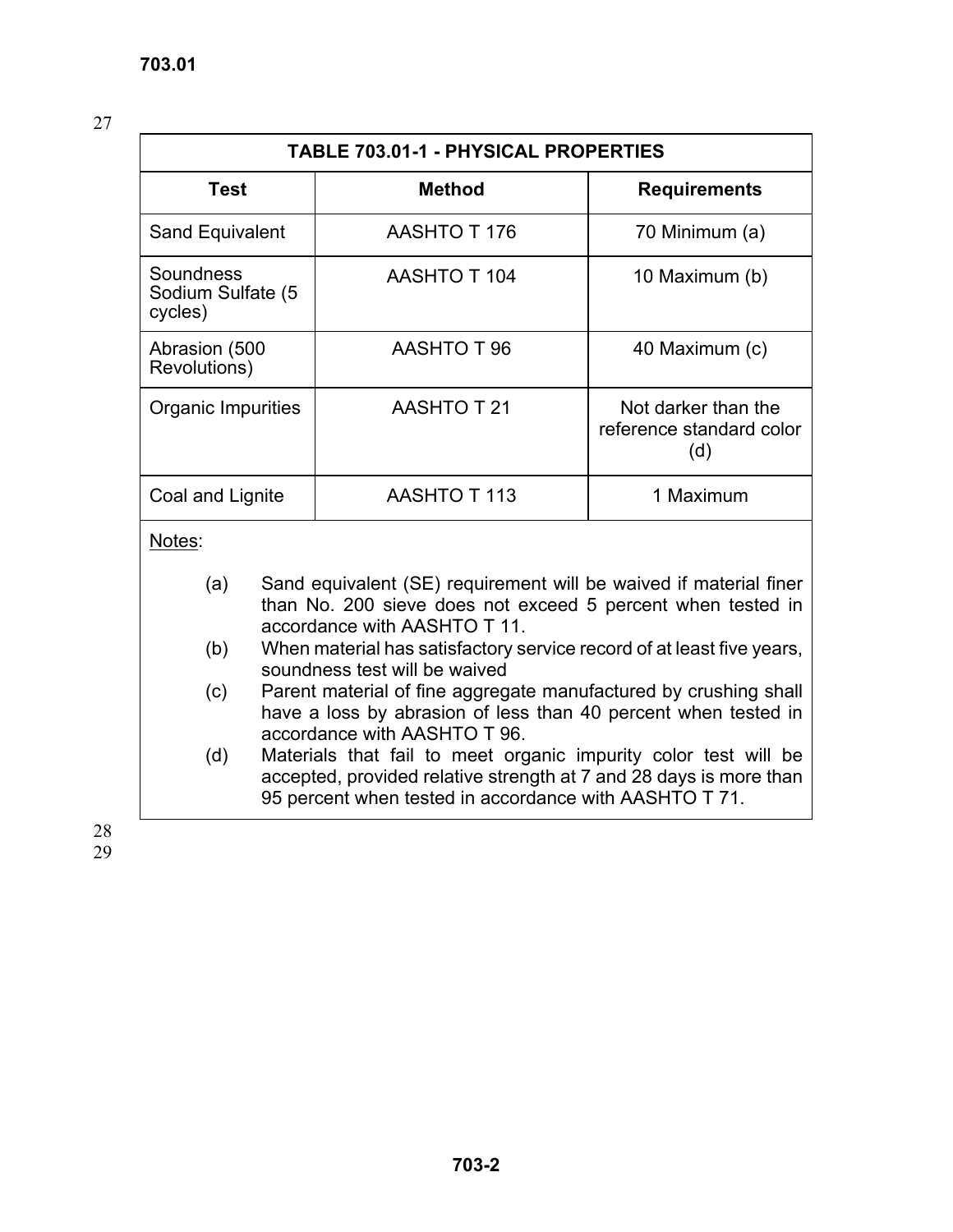| TABLE 703.01-1 - PHYSICAL PROPERTIES | | |
|---|---|---|
| **Test** | **Method** | **Requirements** |
| Sand Equivalent | AASHTO T 176 | 70 Minimum (a) |
| Soundness Sodium Sulfate (5 cycles) | AASHTO T 104 | 10 Maximum (b) |
| Abrasion (500 Revolutions) | AASHTO T 96 | 40 Maximum (c) |
| Organic Impurities | AASHTO T 21 | Not darker than the reference standard color (d) |
| Coal and Lignite | AASHTO T 113 | 1 Maximum |

Notes:

(a) Sand equivalent (SE) requirement will be waived if material finer than No. 200 sieve does not exceed 5 percent when tested in accordance with AASHTO T 11.

(b) When material has satisfactory service record of at least five years, soundness test will be waived

(c) Parent material of fine aggregate manufactured by crushing shall have a loss by abrasion of less than 40 percent when tested in accordance with AASHTO T 96.

(d) Materials that fail to meet organic impurity color test will be accepted, provided relative strength at 7 and 28 days is more than 95 percent when tested in accordance with AASHTO T 71.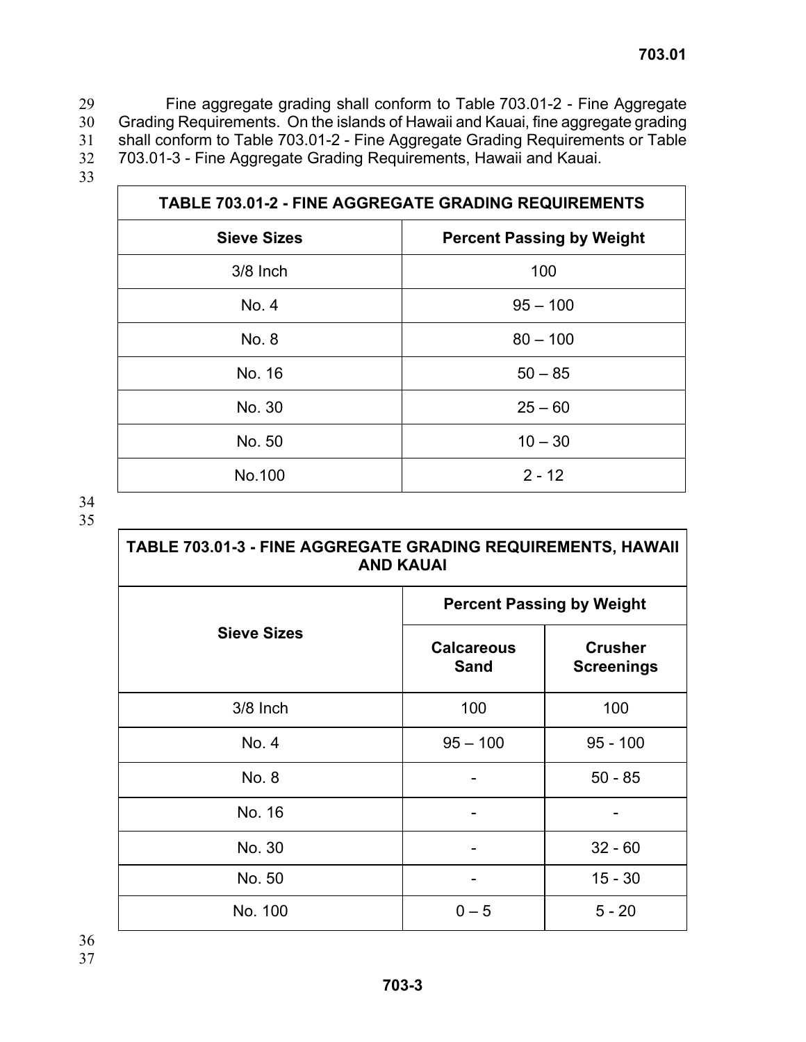Fine aggregate grading shall conform to Table 703.01-2 - Fine Aggregate Grading Requirements. On the islands of Hawaii and Kauai, fine aggregate grading shall conform to Table 703.01-2 - Fine Aggregate Grading Requirements or Table 703.01-3 - Fine Aggregate Grading Requirements, Hawaii and Kauai.

**TABLE 703.01-2 - FINE AGGREGATE GRADING REQUIREMENTS**

| Sieve Sizes | Percent Passing by Weight |
|---|---|
| 3/8 Inch | 100 |
| No. 4 | 95 – 100 |
| No. 8 | 80 – 100 |
| No. 16 | 50 – 85 |
| No. 30 | 25 – 60 |
| No. 50 | 10 – 30 |
| No.100 | 2 - 12 |

**TABLE 703.01-3 - FINE AGGREGATE GRADING REQUIREMENTS, HAWAII AND KAUAI**

| Sieve Sizes | Percent Passing by Weight | |
|---|---|---|
| | Calcareous Sand | Crusher Screenings |
| 3/8 Inch | 100 | 100 |
| No. 4 | 95 – 100 | 95 - 100 |
| No. 8 | - | 50 - 85 |
| No. 16 | - | - |
| No. 30 | - | 32 - 60 |
| No. 50 | - | 15 - 30 |
| No. 100 | 0 – 5 | 5 - 20 |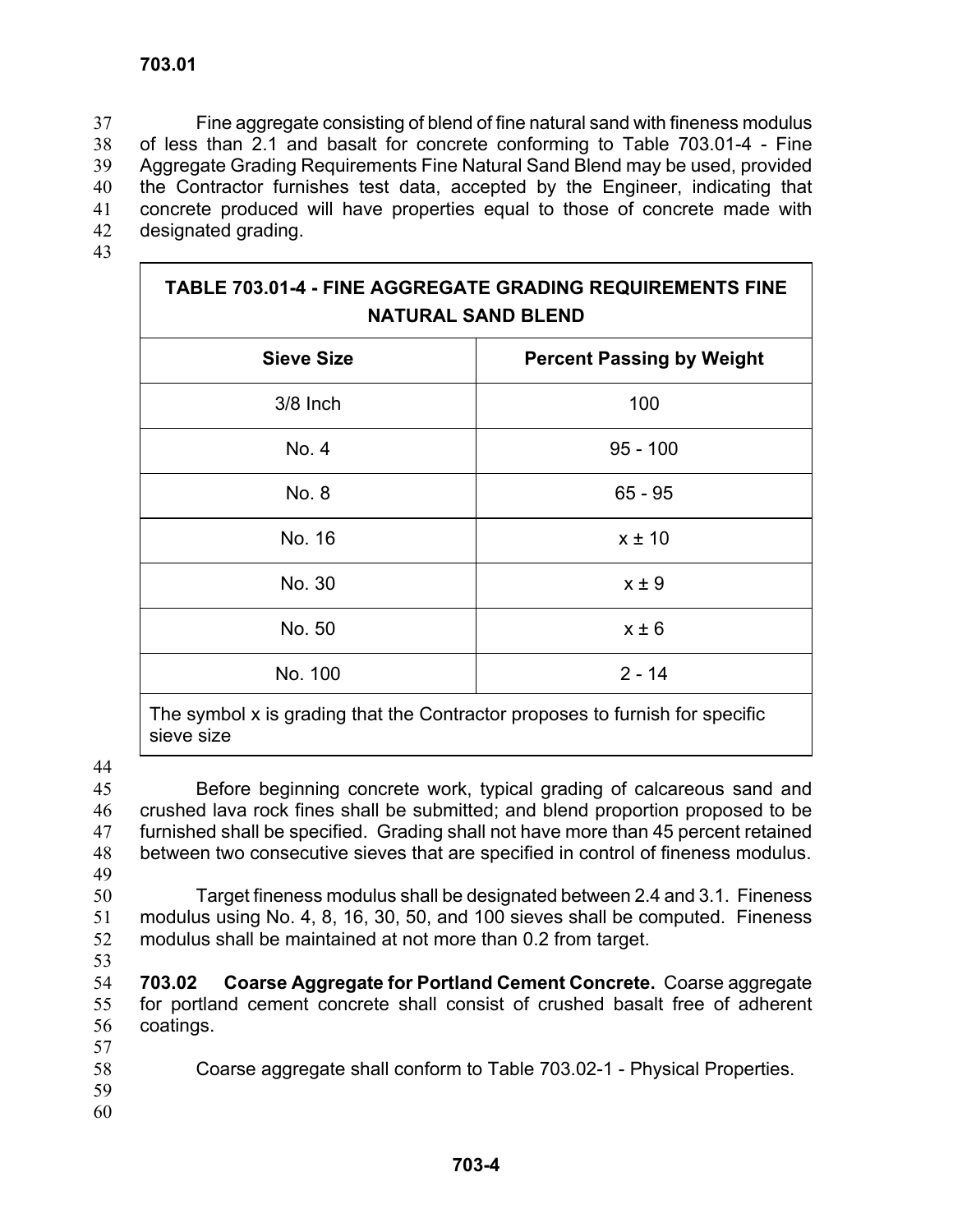Fine aggregate consisting of blend of fine natural sand with fineness modulus of less than 2.1 and basalt for concrete conforming to Table 703.01-4 - Fine Aggregate Grading Requirements Fine Natural Sand Blend may be used, provided the Contractor furnishes test data, accepted by the Engineer, indicating that concrete produced will have properties equal to those of concrete made with designated grading.

**TABLE 703.01-4 - FINE AGGREGATE GRADING REQUIREMENTS FINE NATURAL SAND BLEND**

| Sieve Size | Percent Passing by Weight |
|---|---|
| 3/8 Inch | 100 |
| No. 4 | 95 - 100 |
| No. 8 | 65 - 95 |
| No. 16 | x ± 10 |
| No. 30 | x ± 9 |
| No. 50 | x ± 6 |
| No. 100 | 2 - 14 |

The symbol x is grading that the Contractor proposes to furnish for specific sieve size

Before beginning concrete work, typical grading of calcareous sand and crushed lava rock fines shall be submitted; and blend proportion proposed to be furnished shall be specified. Grading shall not have more than 45 percent retained between two consecutive sieves that are specified in control of fineness modulus.

Target fineness modulus shall be designated between 2.4 and 3.1. Fineness modulus using No. 4, 8, 16, 30, 50, and 100 sieves shall be computed. Fineness modulus shall be maintained at not more than 0.2 from target.

**703.02 Coarse Aggregate for Portland Cement Concrete.** Coarse aggregate for portland cement concrete shall consist of crushed basalt free of adherent coatings.

Coarse aggregate shall conform to Table 703.02-1 - Physical Properties.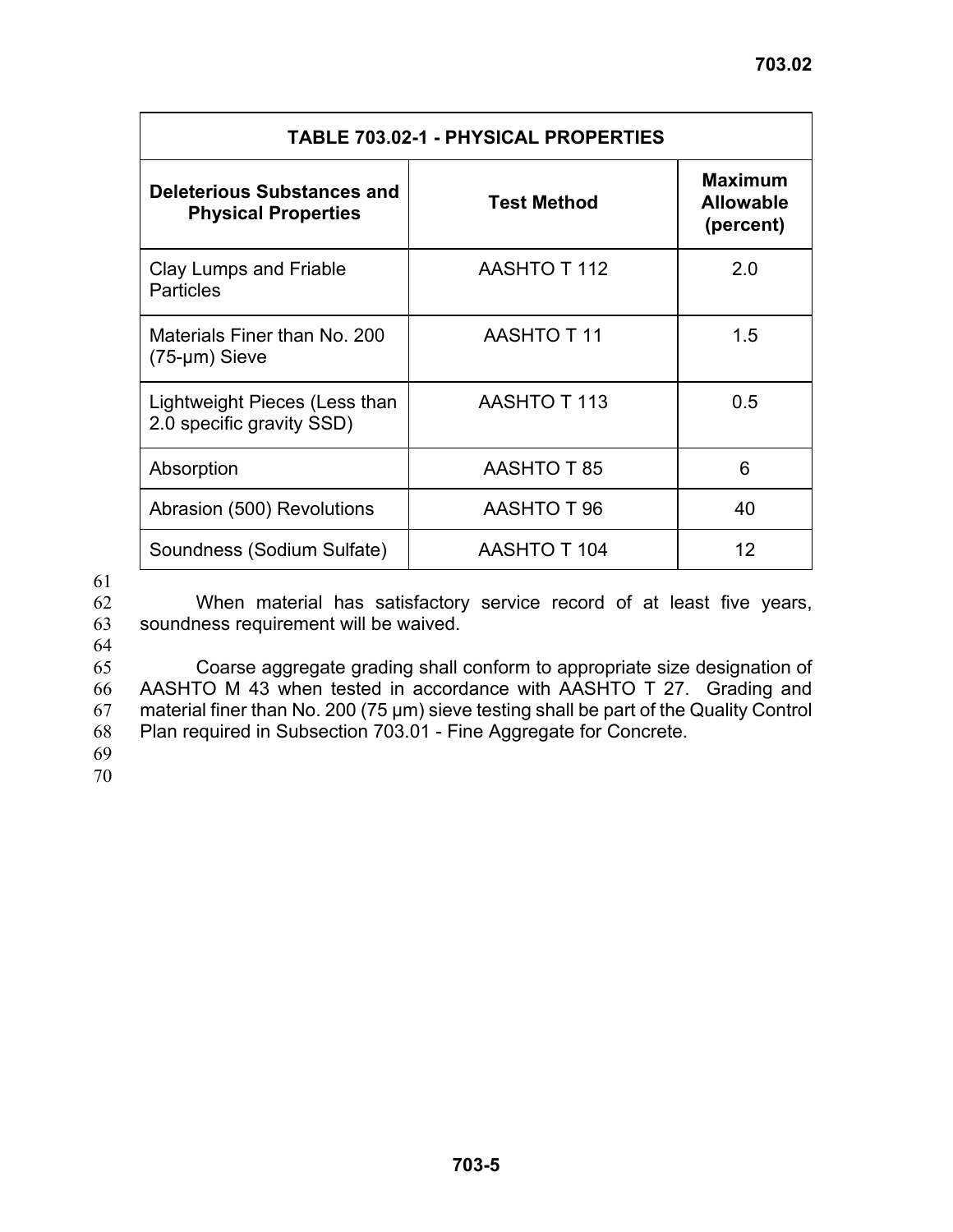| TABLE 703.02-1 - PHYSICAL PROPERTIES | | |
|---|---|---|
| **Deleterious Substances and Physical Properties** | **Test Method** | **Maximum Allowable (percent)** |
| Clay Lumps and Friable Particles | AASHTO T 112 | 2.0 |
| Materials Finer than No. 200 (75-μm) Sieve | AASHTO T 11 | 1.5 |
| Lightweight Pieces (Less than 2.0 specific gravity SSD) | AASHTO T 113 | 0.5 |
| Absorption | AASHTO T 85 | 6 |
| Abrasion (500) Revolutions | AASHTO T 96 | 40 |
| Soundness (Sodium Sulfate) | AASHTO T 104 | 12 |

When material has satisfactory service record of at least five years, soundness requirement will be waived.

Coarse aggregate grading shall conform to appropriate size designation of AASHTO M 43 when tested in accordance with AASHTO T 27. Grading and material finer than No. 200 (75 μm) sieve testing shall be part of the Quality Control Plan required in Subsection 703.01 - Fine Aggregate for Concrete.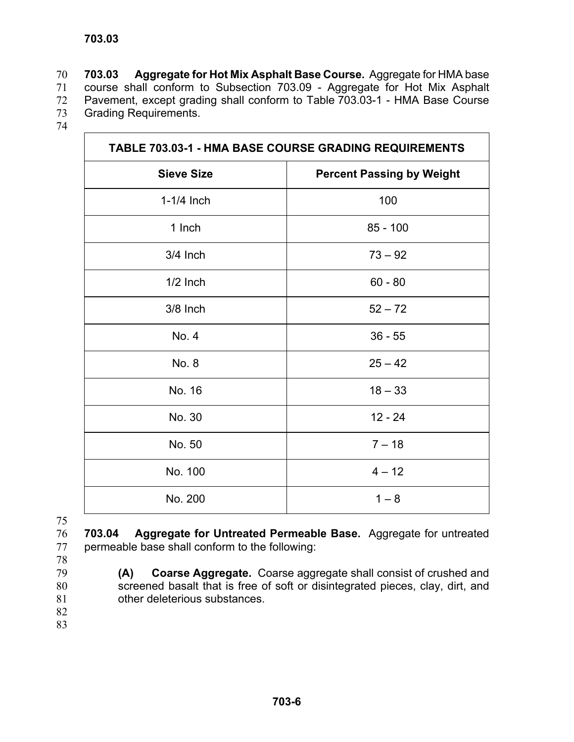**703.03 Aggregate for Hot Mix Asphalt Base Course.** Aggregate for HMA base course shall conform to Subsection 703.09 - Aggregate for Hot Mix Asphalt Pavement, except grading shall conform to Table 703.03-1 - HMA Base Course Grading Requirements.

| TABLE 703.03-1 - HMA BASE COURSE GRADING REQUIREMENTS | |
|---|---|
| **Sieve Size** | **Percent Passing by Weight** |
| 1-1/4 Inch | 100 |
| 1 Inch | 85 - 100 |
| 3/4 Inch | 73 – 92 |
| 1/2 Inch | 60 - 80 |
| 3/8 Inch | 52 – 72 |
| No. 4 | 36 - 55 |
| No. 8 | 25 – 42 |
| No. 16 | 18 – 33 |
| No. 30 | 12 - 24 |
| No. 50 | 7 – 18 |
| No. 100 | 4 – 12 |
| No. 200 | 1 – 8 |

**703.04 Aggregate for Untreated Permeable Base.** Aggregate for untreated permeable base shall conform to the following:

**(A) Coarse Aggregate.** Coarse aggregate shall consist of crushed and screened basalt that is free of soft or disintegrated pieces, clay, dirt, and other deleterious substances.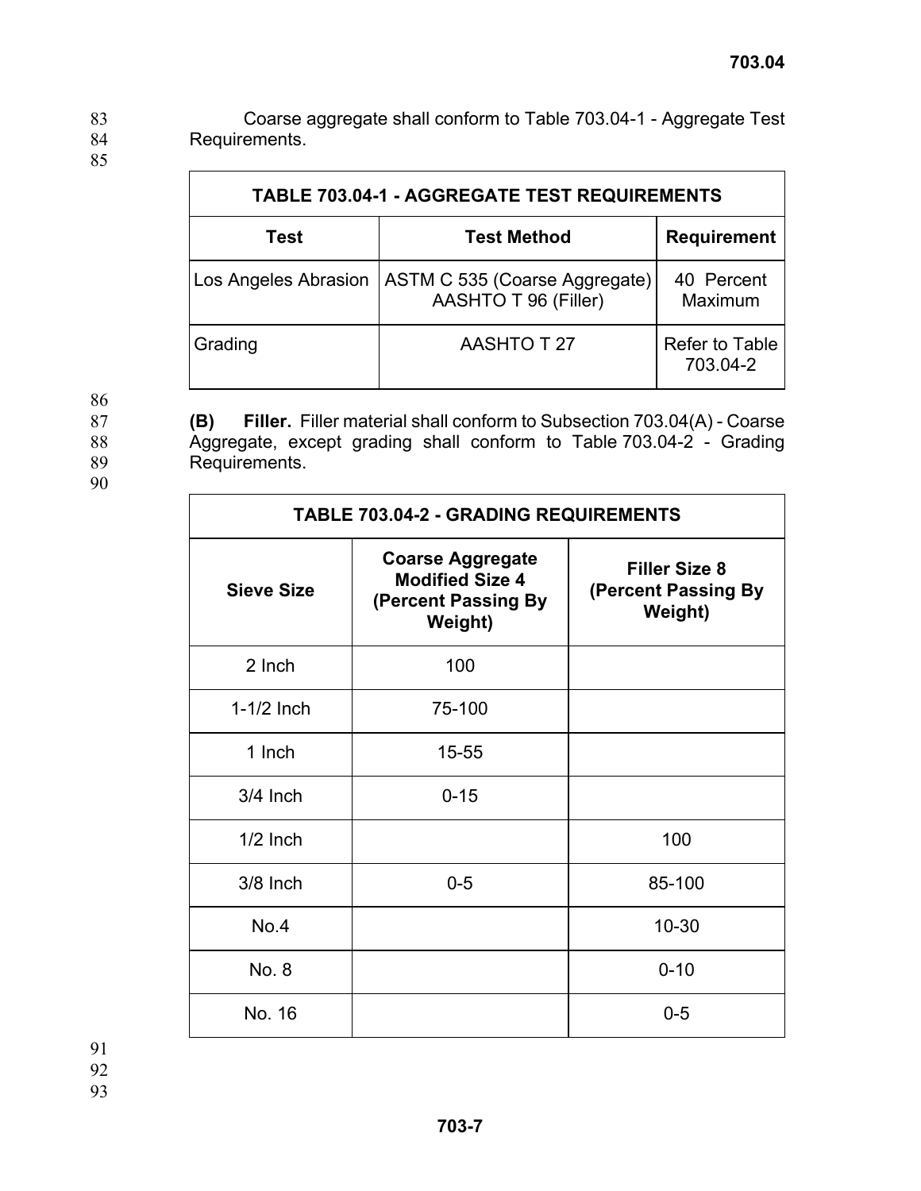Coarse aggregate shall conform to Table 703.04-1 - Aggregate Test Requirements.

| TABLE 703.04-1 - AGGREGATE TEST REQUIREMENTS | | |
|---|---|---|
| **Test** | **Test Method** | **Requirement** |
| Los Angeles Abrasion | ASTM C 535 (Coarse Aggregate) AASHTO T 96 (Filler) | 40 Percent Maximum |
| Grading | AASHTO T 27 | Refer to Table 703.04-2 |

**(B) Filler.** Filler material shall conform to Subsection 703.04(A) - Coarse Aggregate, except grading shall conform to Table 703.04-2 - Grading Requirements.

| TABLE 703.04-2 - GRADING REQUIREMENTS | | |
|---|---|---|
| **Sieve Size** | **Coarse Aggregate Modified Size 4 (Percent Passing By Weight)** | **Filler Size 8 (Percent Passing By Weight)** |
| 2 Inch | 100 | |
| 1-1/2 Inch | 75-100 | |
| 1 Inch | 15-55 | |
| 3/4 Inch | 0-15 | |
| 1/2 Inch | | 100 |
| 3/8 Inch | 0-5 | 85-100 |
| No.4 | | 10-30 |
| No. 8 | | 0-10 |
| No. 16 | | 0-5 |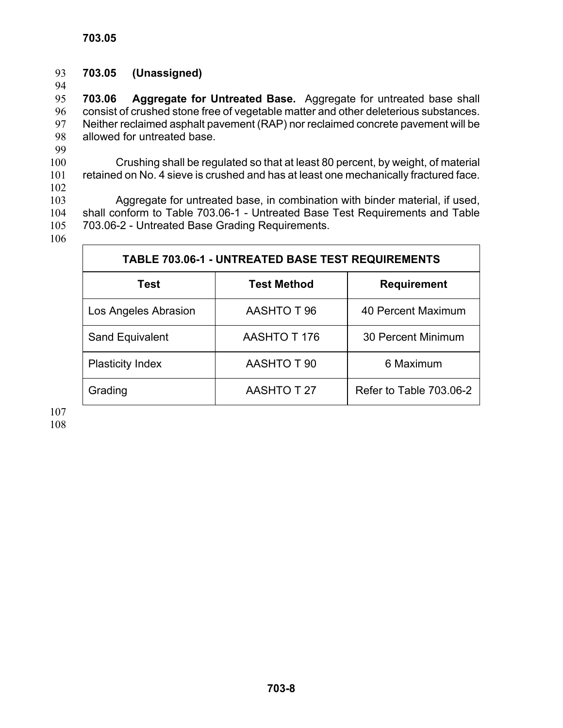**703.05 (Unassigned)**

**703.06 Aggregate for Untreated Base.** Aggregate for untreated base shall consist of crushed stone free of vegetable matter and other deleterious substances. Neither reclaimed asphalt pavement (RAP) nor reclaimed concrete pavement will be allowed for untreated base.

Crushing shall be regulated so that at least 80 percent, by weight, of material retained on No. 4 sieve is crushed and has at least one mechanically fractured face.

Aggregate for untreated base, in combination with binder material, if used, shall conform to Table 703.06-1 - Untreated Base Test Requirements and Table 703.06-2 - Untreated Base Grading Requirements.

**TABLE 703.06-1 - UNTREATED BASE TEST REQUIREMENTS**

| Test | Test Method | Requirement |
| --- | --- | --- |
| Los Angeles Abrasion | AASHTO T 96 | 40 Percent Maximum |
| Sand Equivalent | AASHTO T 176 | 30 Percent Minimum |
| Plasticity Index | AASHTO T 90 | 6 Maximum |
| Grading | AASHTO T 27 | Refer to Table 703.06-2 |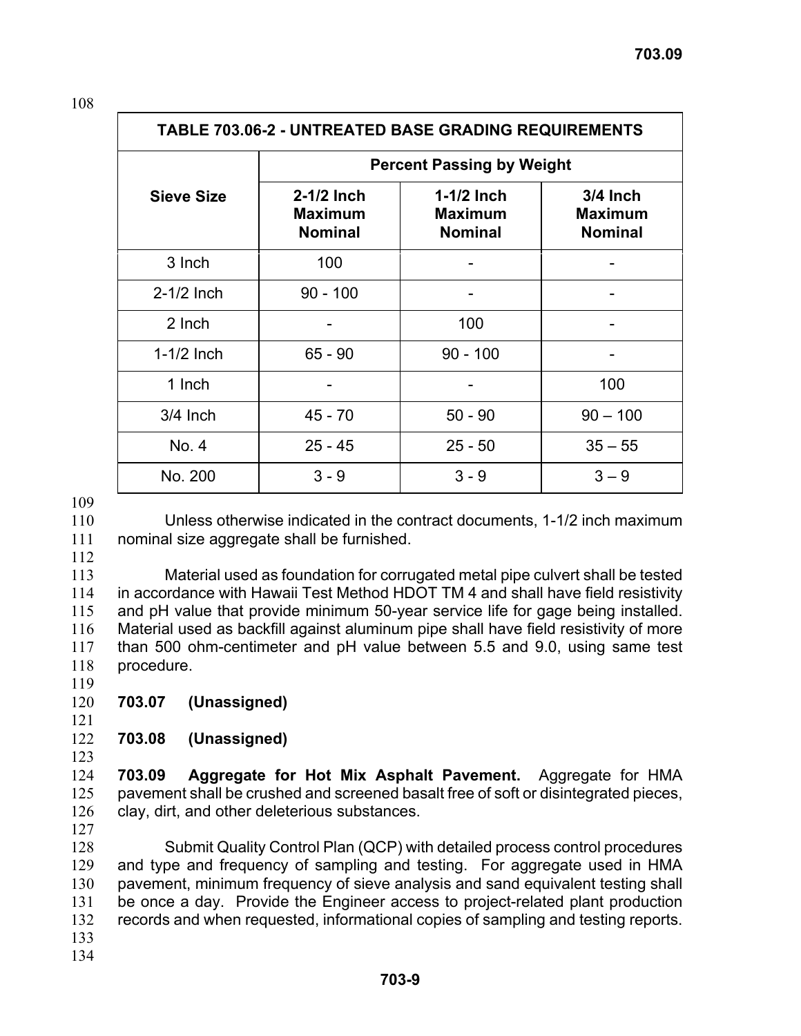| TABLE 703.06-2 - UNTREATED BASE GRADING REQUIREMENTS | | | |
|---|---|---|---|
| Sieve Size | Percent Passing by Weight | | |
| | 2-1/2 Inch Maximum Nominal | 1-1/2 Inch Maximum Nominal | 3/4 Inch Maximum Nominal |
| 3 Inch | 100 | - | - |
| 2-1/2 Inch | 90 - 100 | - | - |
| 2 Inch | - | 100 | - |
| 1-1/2 Inch | 65 - 90 | 90 - 100 | - |
| 1 Inch | - | - | 100 |
| 3/4 Inch | 45 - 70 | 50 - 90 | 90 – 100 |
| No. 4 | 25 - 45 | 25 - 50 | 35 – 55 |
| No. 200 | 3 - 9 | 3 - 9 | 3 – 9 |

Unless otherwise indicated in the contract documents, 1-1/2 inch maximum nominal size aggregate shall be furnished.

Material used as foundation for corrugated metal pipe culvert shall be tested in accordance with Hawaii Test Method HDOT TM 4 and shall have field resistivity and pH value that provide minimum 50-year service life for gage being installed. Material used as backfill against aluminum pipe shall have field resistivity of more than 500 ohm-centimeter and pH value between 5.5 and 9.0, using same test procedure.

**703.07 (Unassigned)**

**703.08 (Unassigned)**

**703.09 Aggregate for Hot Mix Asphalt Pavement.** Aggregate for HMA pavement shall be crushed and screened basalt free of soft or disintegrated pieces, clay, dirt, and other deleterious substances.

Submit Quality Control Plan (QCP) with detailed process control procedures and type and frequency of sampling and testing. For aggregate used in HMA pavement, minimum frequency of sieve analysis and sand equivalent testing shall be once a day. Provide the Engineer access to project-related plant production records and when requested, informational copies of sampling and testing reports.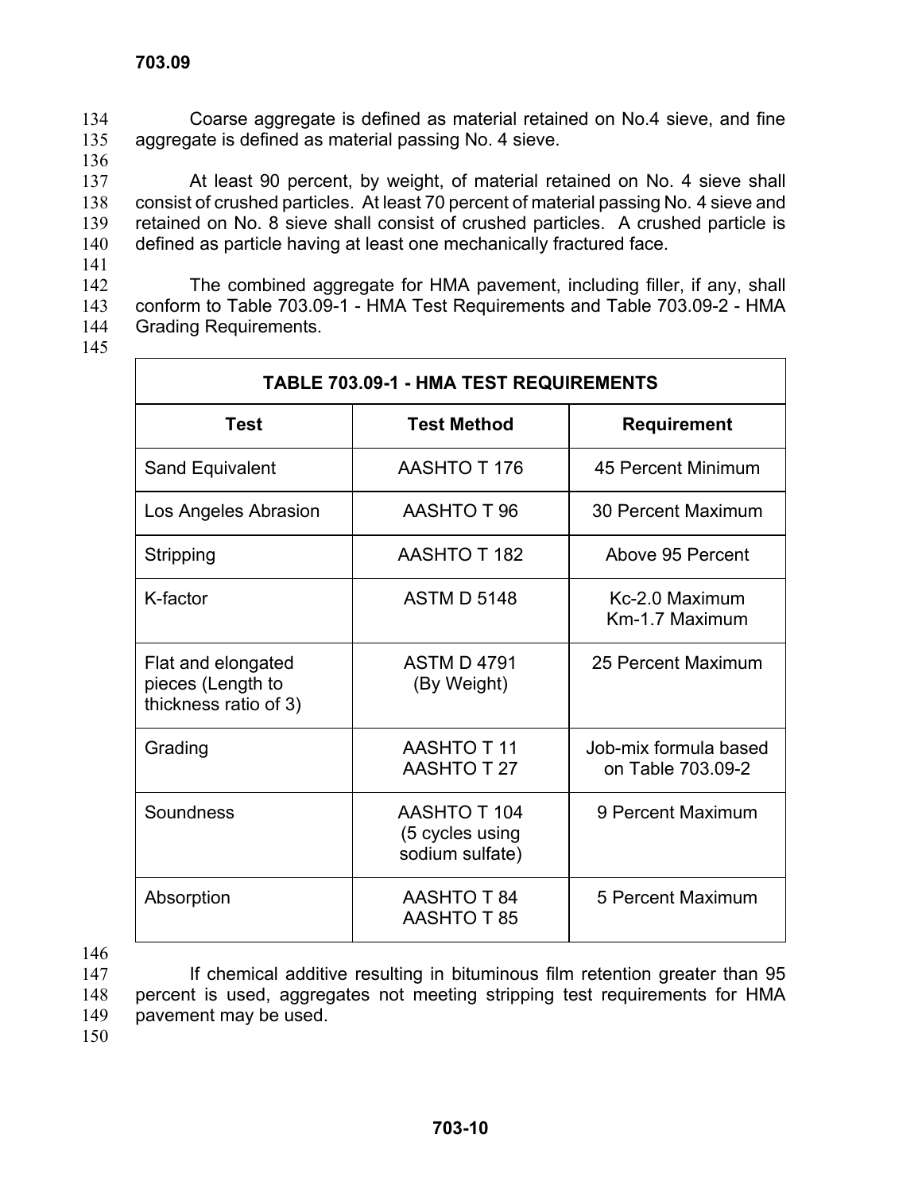Coarse aggregate is defined as material retained on No.4 sieve, and fine aggregate is defined as material passing No. 4 sieve.

At least 90 percent, by weight, of material retained on No. 4 sieve shall consist of crushed particles. At least 70 percent of material passing No. 4 sieve and retained on No. 8 sieve shall consist of crushed particles. A crushed particle is defined as particle having at least one mechanically fractured face.

The combined aggregate for HMA pavement, including filler, if any, shall conform to Table 703.09-1 - HMA Test Requirements and Table 703.09-2 - HMA Grading Requirements.

**TABLE 703.09-1 - HMA TEST REQUIREMENTS**

| Test | Test Method | Requirement |
|---|---|---|
| Sand Equivalent | AASHTO T 176 | 45 Percent Minimum |
| Los Angeles Abrasion | AASHTO T 96 | 30 Percent Maximum |
| Stripping | AASHTO T 182 | Above 95 Percent |
| K-factor | ASTM D 5148 | Kc-2.0 Maximum<br>Km-1.7 Maximum |
| Flat and elongated pieces (Length to thickness ratio of 3) | ASTM D 4791 (By Weight) | 25 Percent Maximum |
| Grading | AASHTO T 11<br>AASHTO T 27 | Job-mix formula based on Table 703.09-2 |
| Soundness | AASHTO T 104 (5 cycles using sodium sulfate) | 9 Percent Maximum |
| Absorption | AASHTO T 84<br>AASHTO T 85 | 5 Percent Maximum |

If chemical additive resulting in bituminous film retention greater than 95 percent is used, aggregates not meeting stripping test requirements for HMA pavement may be used.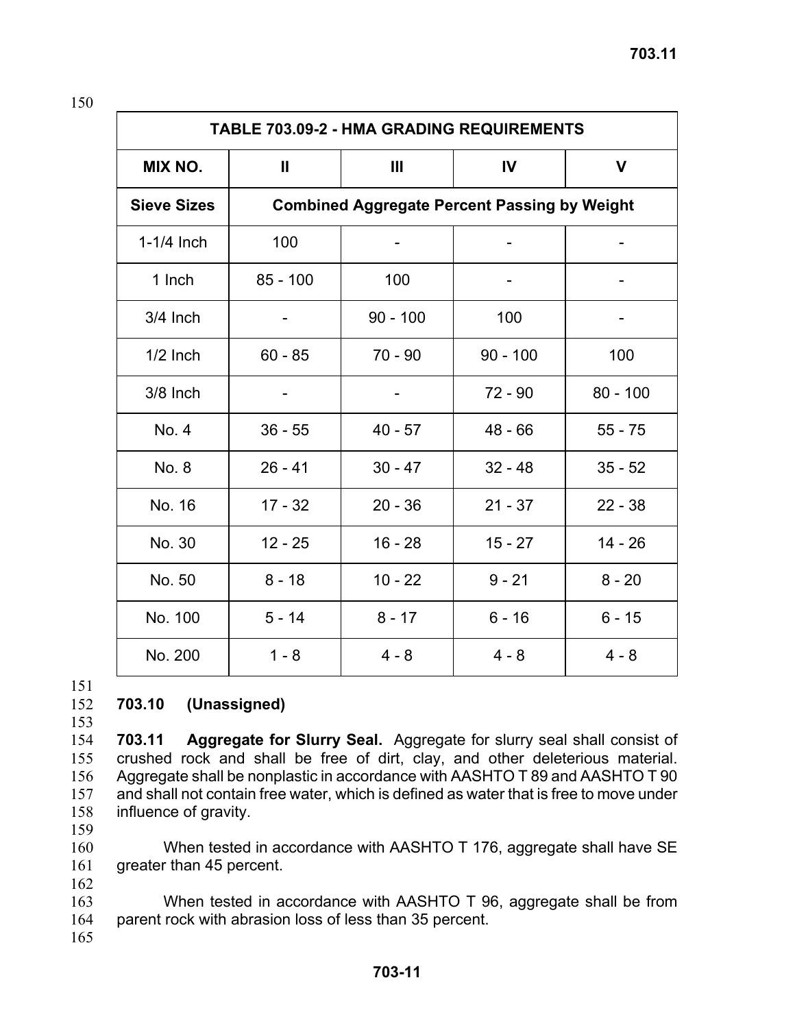| TABLE 703.09-2 - HMA GRADING REQUIREMENTS | | | | |
|---|---|---|---|---|
| **MIX NO.** | **II** | **III** | **IV** | **V** |
| **Sieve Sizes** | **Combined Aggregate Percent Passing by Weight** | | | |
| 1-1/4 Inch | 100 | - | - | - |
| 1 Inch | 85 - 100 | 100 | - | - |
| 3/4 Inch | - | 90 - 100 | 100 | - |
| 1/2 Inch | 60 - 85 | 70 - 90 | 90 - 100 | 100 |
| 3/8 Inch | - | - | 72 - 90 | 80 - 100 |
| No. 4 | 36 - 55 | 40 - 57 | 48 - 66 | 55 - 75 |
| No. 8 | 26 - 41 | 30 - 47 | 32 - 48 | 35 - 52 |
| No. 16 | 17 - 32 | 20 - 36 | 21 - 37 | 22 - 38 |
| No. 30 | 12 - 25 | 16 - 28 | 15 - 27 | 14 - 26 |
| No. 50 | 8 - 18 | 10 - 22 | 9 - 21 | 8 - 20 |
| No. 100 | 5 - 14 | 8 - 17 | 6 - 16 | 6 - 15 |
| No. 200 | 1 - 8 | 4 - 8 | 4 - 8 | 4 - 8 |

## 703.10 (Unassigned)

**703.11 Aggregate for Slurry Seal.** Aggregate for slurry seal shall consist of crushed rock and shall be free of dirt, clay, and other deleterious material. Aggregate shall be nonplastic in accordance with AASHTO T 89 and AASHTO T 90 and shall not contain free water, which is defined as water that is free to move under influence of gravity.

When tested in accordance with AASHTO T 176, aggregate shall have SE greater than 45 percent.

When tested in accordance with AASHTO T 96, aggregate shall be from parent rock with abrasion loss of less than 35 percent.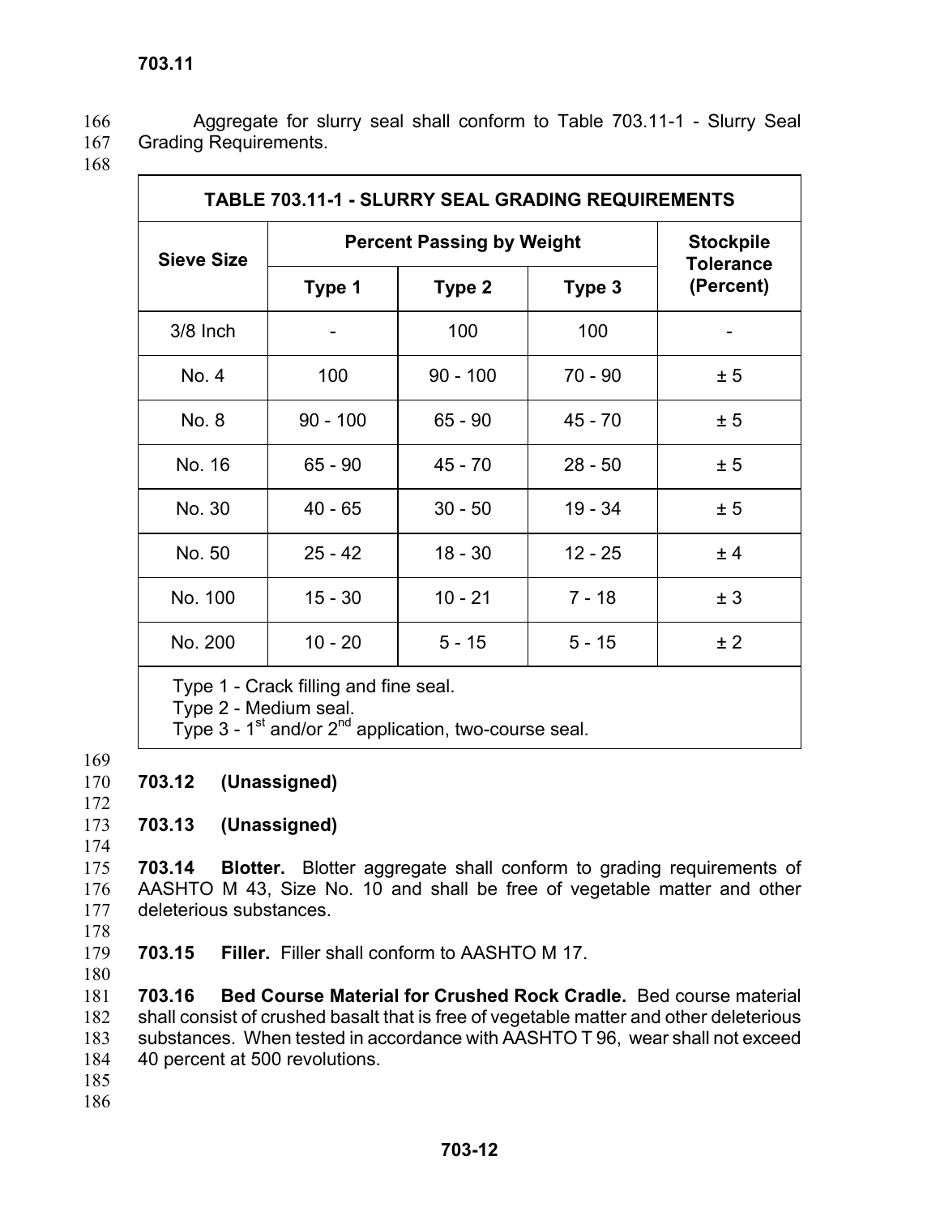Aggregate for slurry seal shall conform to Table 703.11-1 - Slurry Seal Grading Requirements.

| TABLE 703.11-1 - SLURRY SEAL GRADING REQUIREMENTS | | | | |
|---|---|---|---|---|
| Sieve Size | Percent Passing by Weight | | | Stockpile Tolerance (Percent) |
| | Type 1 | Type 2 | Type 3 | |
| 3/8 Inch | - | 100 | 100 | - |
| No. 4 | 100 | 90 - 100 | 70 - 90 | ± 5 |
| No. 8 | 90 - 100 | 65 - 90 | 45 - 70 | ± 5 |
| No. 16 | 65 - 90 | 45 - 70 | 28 - 50 | ± 5 |
| No. 30 | 40 - 65 | 30 - 50 | 19 - 34 | ± 5 |
| No. 50 | 25 - 42 | 18 - 30 | 12 - 25 | ± 4 |
| No. 100 | 15 - 30 | 10 - 21 | 7 - 18 | ± 3 |
| No. 200 | 10 - 20 | 5 - 15 | 5 - 15 | ± 2 |

Type 1 - Crack filling and fine seal.
Type 2 - Medium seal.
Type 3 - 1st and/or 2nd application, two-course seal.

**703.12 (Unassigned)**

**703.13 (Unassigned)**

**703.14 Blotter.** Blotter aggregate shall conform to grading requirements of AASHTO M 43, Size No. 10 and shall be free of vegetable matter and other deleterious substances.

**703.15 Filler.** Filler shall conform to AASHTO M 17.

**703.16 Bed Course Material for Crushed Rock Cradle.** Bed course material shall consist of crushed basalt that is free of vegetable matter and other deleterious substances. When tested in accordance with AASHTO T 96, wear shall not exceed 40 percent at 500 revolutions.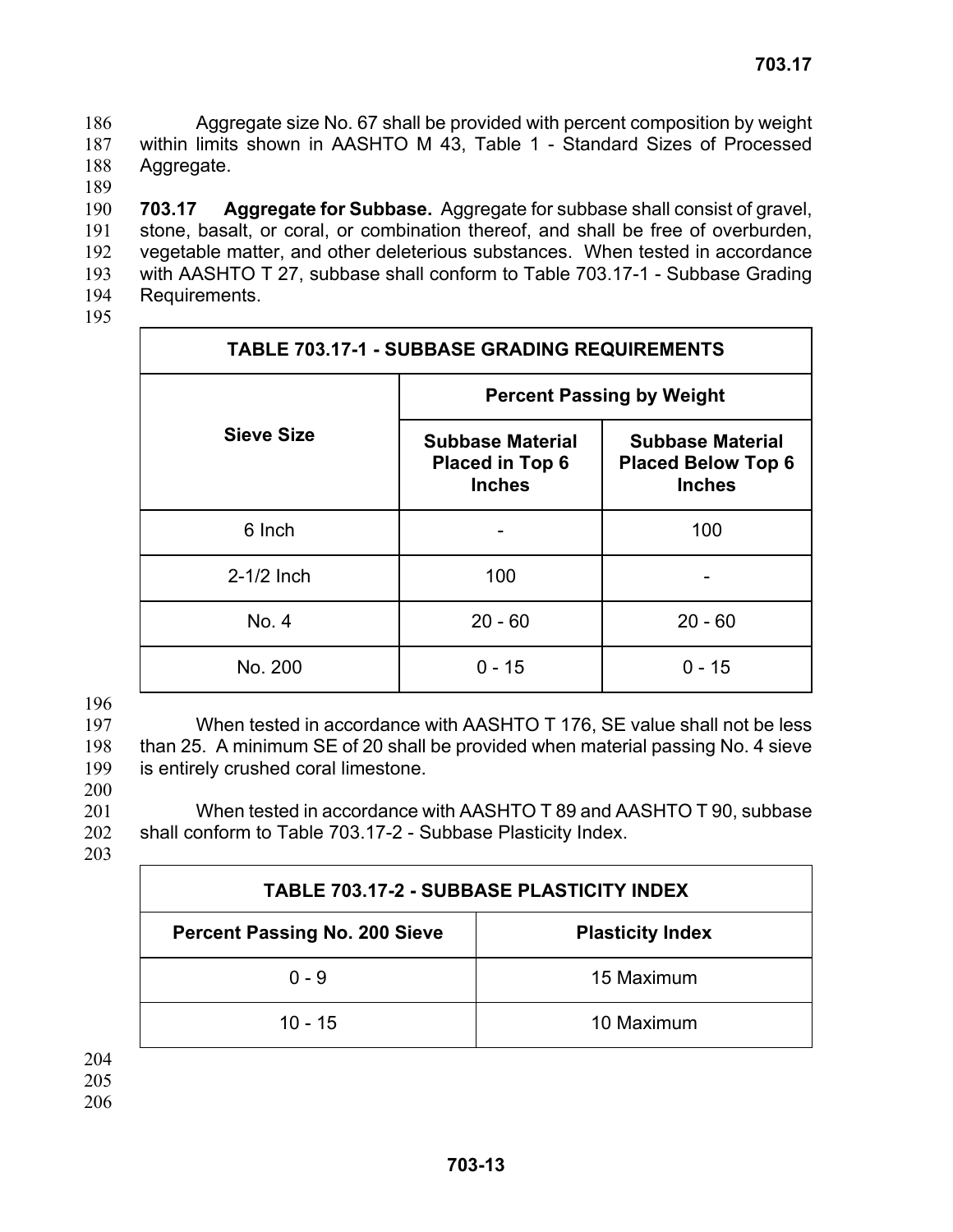Aggregate size No. 67 shall be provided with percent composition by weight within limits shown in AASHTO M 43, Table 1 - Standard Sizes of Processed Aggregate.

**703.17 Aggregate for Subbase.** Aggregate for subbase shall consist of gravel, stone, basalt, or coral, or combination thereof, and shall be free of overburden, vegetable matter, and other deleterious substances. When tested in accordance with AASHTO T 27, subbase shall conform to Table 703.17-1 - Subbase Grading Requirements.

**TABLE 703.17-1 - SUBBASE GRADING REQUIREMENTS**

| Sieve Size | Percent Passing by Weight | |
|---|---|---|
| | Subbase Material Placed in Top 6 Inches | Subbase Material Placed Below Top 6 Inches |
| 6 Inch | - | 100 |
| 2-1/2 Inch | 100 | - |
| No. 4 | 20 - 60 | 20 - 60 |
| No. 200 | 0 - 15 | 0 - 15 |

When tested in accordance with AASHTO T 176, SE value shall not be less than 25. A minimum SE of 20 shall be provided when material passing No. 4 sieve is entirely crushed coral limestone.

When tested in accordance with AASHTO T 89 and AASHTO T 90, subbase shall conform to Table 703.17-2 - Subbase Plasticity Index.

**TABLE 703.17-2 - SUBBASE PLASTICITY INDEX**

| Percent Passing No. 200 Sieve | Plasticity Index |
|---|---|
| 0 - 9 | 15 Maximum |
| 10 - 15 | 10 Maximum |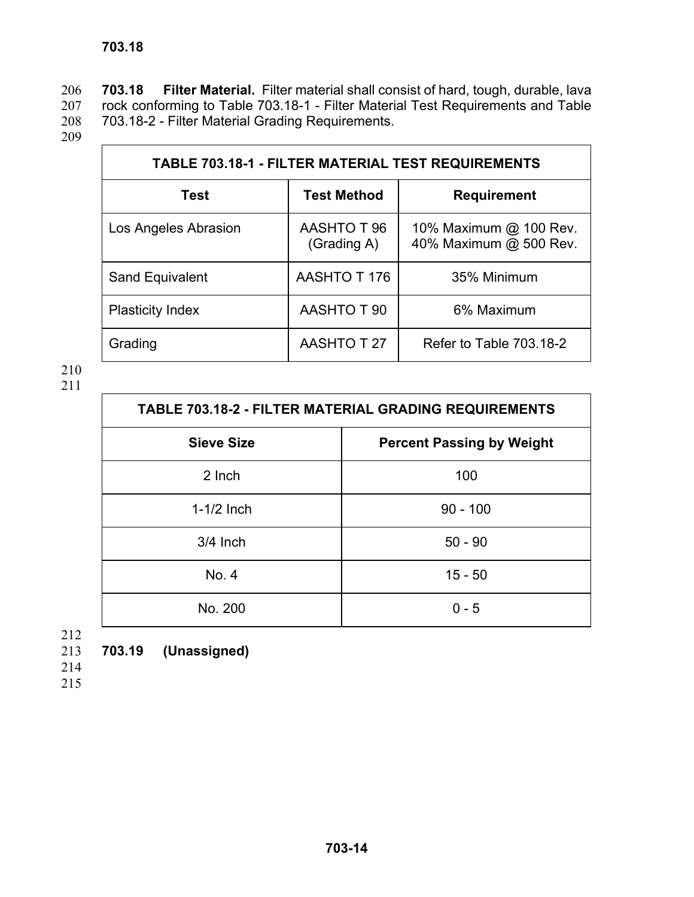**703.18 Filter Material.** Filter material shall consist of hard, tough, durable, lava rock conforming to Table 703.18-1 - Filter Material Test Requirements and Table 703.18-2 - Filter Material Grading Requirements.

| TABLE 703.18-1 - FILTER MATERIAL TEST REQUIREMENTS | | |
|---|---|---|
| **Test** | **Test Method** | **Requirement** |
| Los Angeles Abrasion | AASHTO T 96 (Grading A) | 10% Maximum @ 100 Rev. 40% Maximum @ 500 Rev. |
| Sand Equivalent | AASHTO T 176 | 35% Minimum |
| Plasticity Index | AASHTO T 90 | 6% Maximum |
| Grading | AASHTO T 27 | Refer to Table 703.18-2 |

| TABLE 703.18-2 - FILTER MATERIAL GRADING REQUIREMENTS | |
|---|---|
| **Sieve Size** | **Percent Passing by Weight** |
| 2 Inch | 100 |
| 1-1/2 Inch | 90 - 100 |
| 3/4 Inch | 50 - 90 |
| No. 4 | 15 - 50 |
| No. 200 | 0 - 5 |

**703.19 (Unassigned)**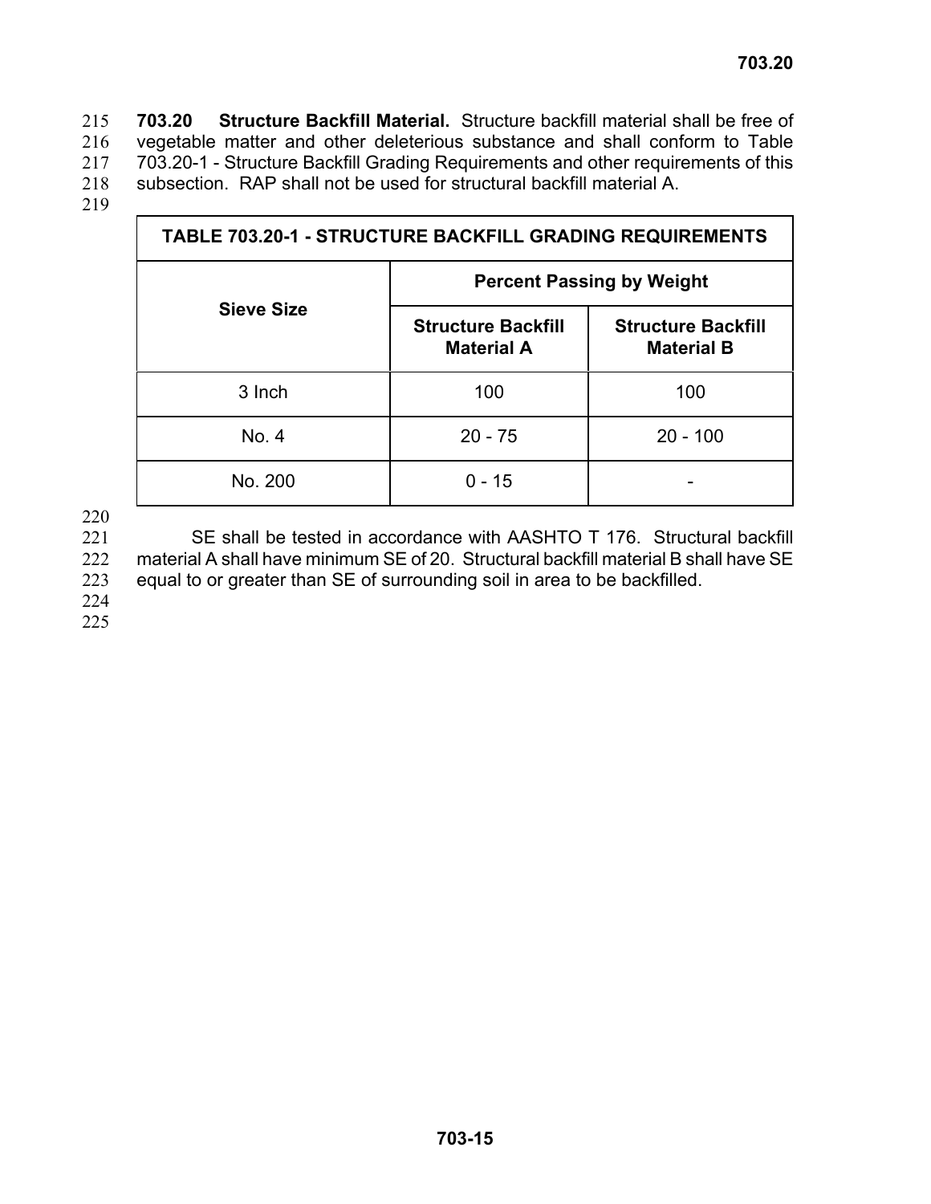**703.20 Structure Backfill Material.** Structure backfill material shall be free of vegetable matter and other deleterious substance and shall conform to Table 703.20-1 - Structure Backfill Grading Requirements and other requirements of this subsection. RAP shall not be used for structural backfill material A.

| TABLE 703.20-1 - STRUCTURE BACKFILL GRADING REQUIREMENTS | | |
|---|---|---|
| **Sieve Size** | **Percent Passing by Weight** | |
| | **Structure Backfill Material A** | **Structure Backfill Material B** |
| 3 Inch | 100 | 100 |
| No. 4 | 20 - 75 | 20 - 100 |
| No. 200 | 0 - 15 | - |

SE shall be tested in accordance with AASHTO T 176. Structural backfill material A shall have minimum SE of 20. Structural backfill material B shall have SE equal to or greater than SE of surrounding soil in area to be backfilled.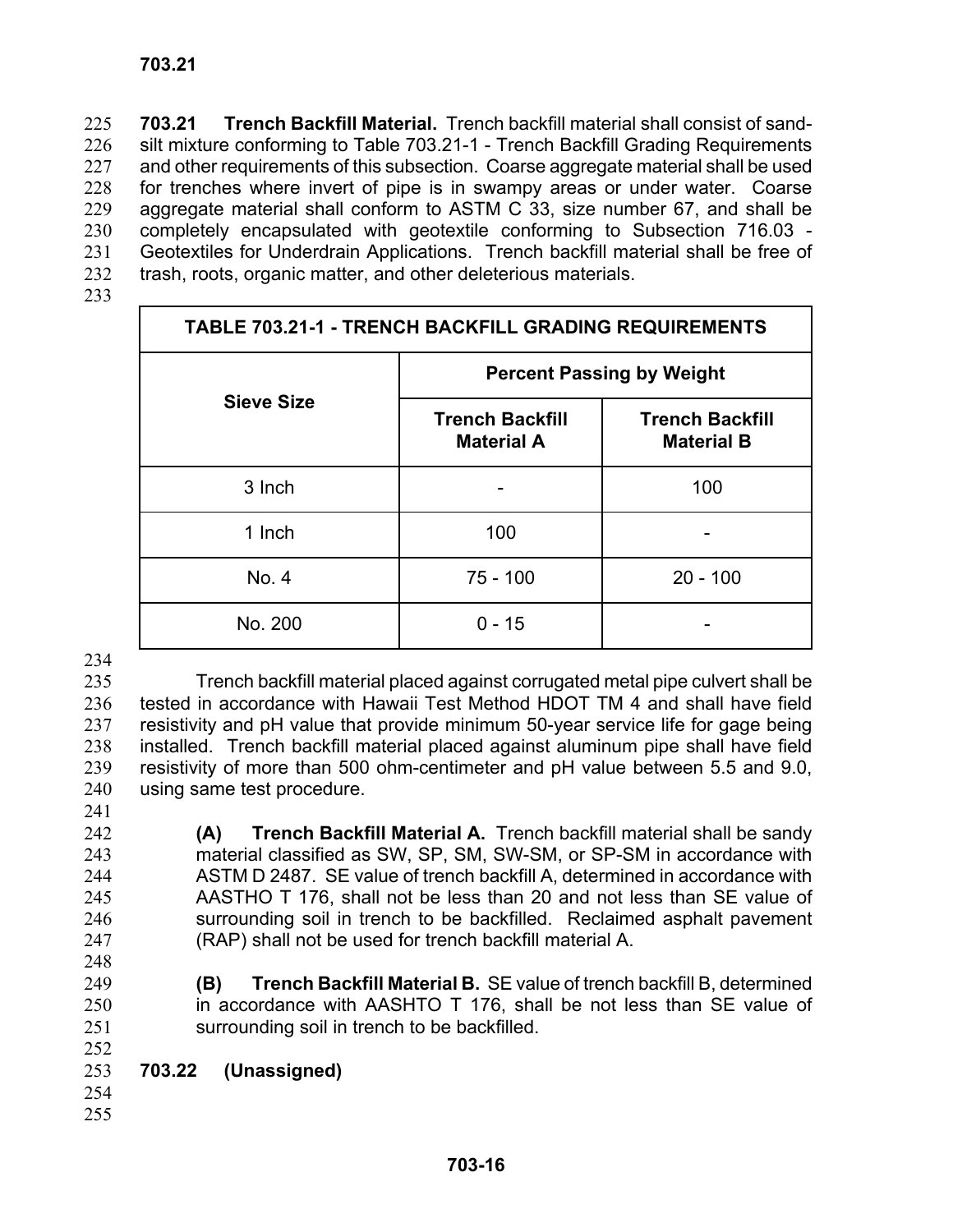**703.21 Trench Backfill Material.** Trench backfill material shall consist of sand-silt mixture conforming to Table 703.21-1 - Trench Backfill Grading Requirements and other requirements of this subsection. Coarse aggregate material shall be used for trenches where invert of pipe is in swampy areas or under water. Coarse aggregate material shall conform to ASTM C 33, size number 67, and shall be completely encapsulated with geotextile conforming to Subsection 716.03 - Geotextiles for Underdrain Applications. Trench backfill material shall be free of trash, roots, organic matter, and other deleterious materials.

| TABLE 703.21-1 - TRENCH BACKFILL GRADING REQUIREMENTS | | |
|---|---|---|
| **Sieve Size** | **Percent Passing by Weight** | |
| | **Trench Backfill Material A** | **Trench Backfill Material B** |
| 3 Inch | - | 100 |
| 1 Inch | 100 | - |
| No. 4 | 75 - 100 | 20 - 100 |
| No. 200 | 0 - 15 | - |

Trench backfill material placed against corrugated metal pipe culvert shall be tested in accordance with Hawaii Test Method HDOT TM 4 and shall have field resistivity and pH value that provide minimum 50-year service life for gage being installed. Trench backfill material placed against aluminum pipe shall have field resistivity of more than 500 ohm-centimeter and pH value between 5.5 and 9.0, using same test procedure.

**(A) Trench Backfill Material A.** Trench backfill material shall be sandy material classified as SW, SP, SM, SW-SM, or SP-SM in accordance with ASTM D 2487. SE value of trench backfill A, determined in accordance with AASTHO T 176, shall not be less than 20 and not less than SE value of surrounding soil in trench to be backfilled. Reclaimed asphalt pavement (RAP) shall not be used for trench backfill material A.

**(B) Trench Backfill Material B.** SE value of trench backfill B, determined in accordance with AASHTO T 176, shall be not less than SE value of surrounding soil in trench to be backfilled.

**703.22 (Unassigned)**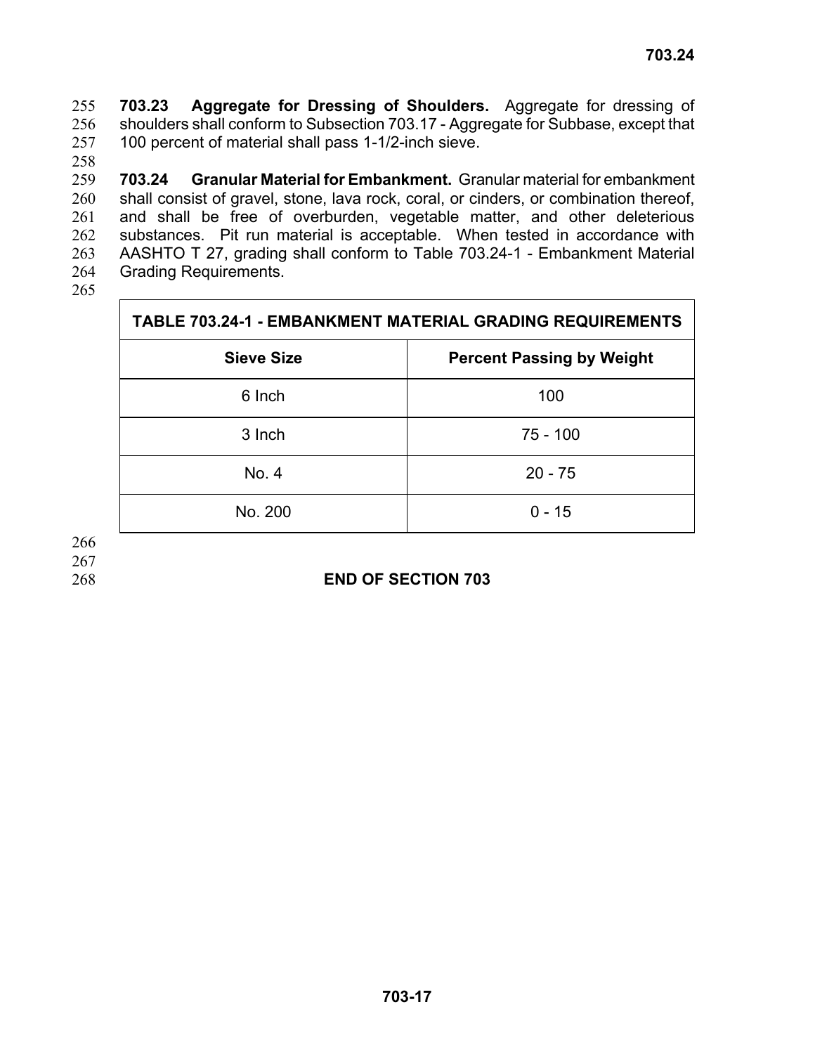**703.23 Aggregate for Dressing of Shoulders.** Aggregate for dressing of shoulders shall conform to Subsection 703.17 - Aggregate for Subbase, except that 100 percent of material shall pass 1-1/2-inch sieve.

**703.24 Granular Material for Embankment.** Granular material for embankment shall consist of gravel, stone, lava rock, coral, or cinders, or combination thereof, and shall be free of overburden, vegetable matter, and other deleterious substances. Pit run material is acceptable. When tested in accordance with AASHTO T 27, grading shall conform to Table 703.24-1 - Embankment Material Grading Requirements.

**TABLE 703.24-1 - EMBANKMENT MATERIAL GRADING REQUIREMENTS**

| Sieve Size | Percent Passing by Weight |
|---|---|
| 6 Inch | 100 |
| 3 Inch | 75 - 100 |
| No. 4 | 20 - 75 |
| No. 200 | 0 - 15 |

**END OF SECTION 703**